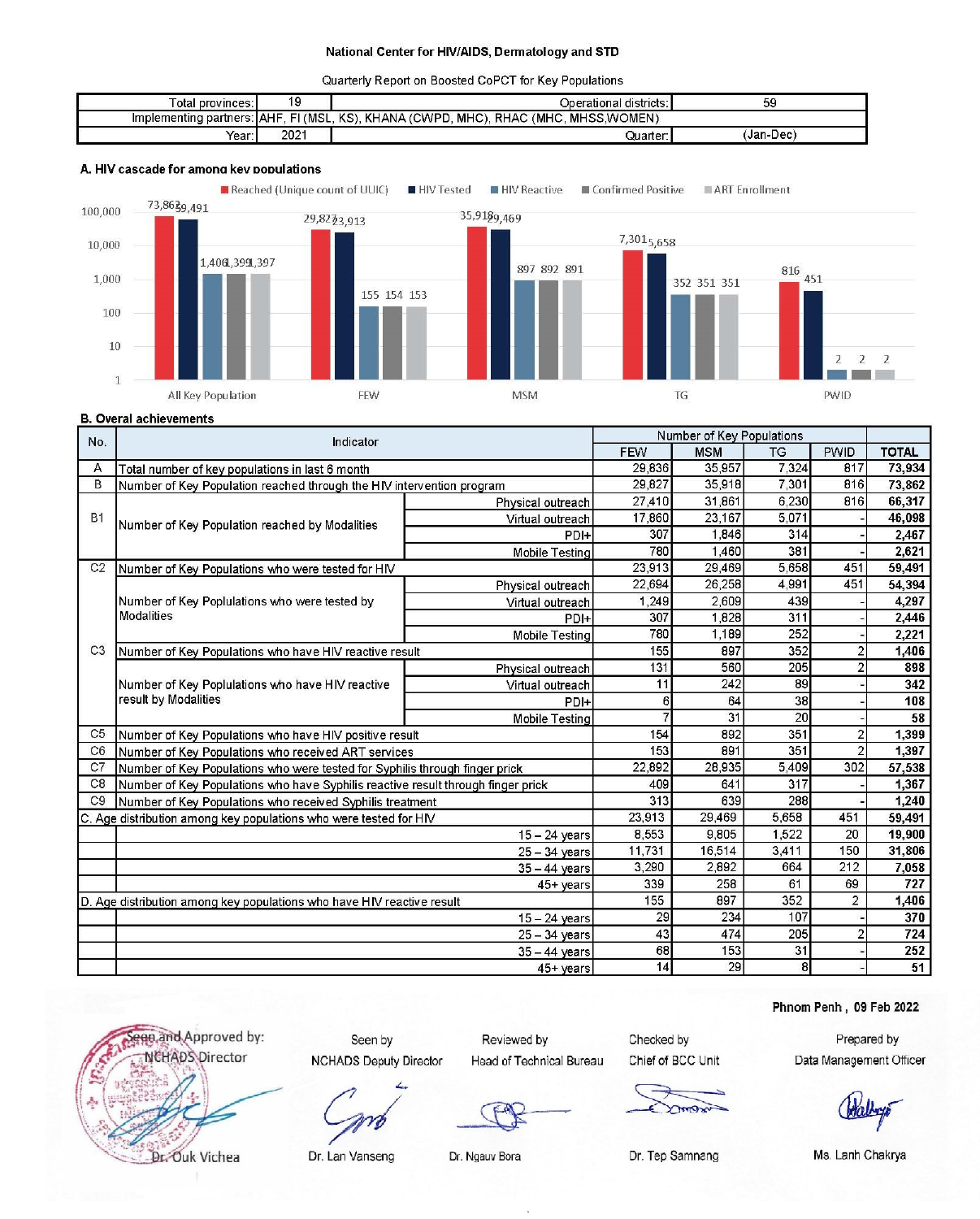**National Center for HIV/AIDS, Dermatology and STD**

Quarterly Report on Boosted CoPCT for Key Populations

| Total provinces: | 19 | Operational districts: | 59 |
|---|---|---|---|
| Implementing partners: | AHF, FI (MSL, KS), KHANA (CWPD, MHC), RHAC (MHC, MHSS,WOMEN) | | |
| Year: | 2021 | Quarter: | (Jan-Dec) |

### A. HIV cascade for among key populations

Legend: Reached (Unique count of UUIC), HIV Tested, HIV Reactive, Confirmed Positive, ART Enrollment

| Population | Reached (Unique count of UUIC) | HIV Tested | HIV Reactive | Confirmed Positive | ART Enrollment |
|---|---|---|---|---|---|
| All Key Population | 73,862 | 59,491 | 1,406 | 1,399 | 1,397 |
| FEW | 29,827 | 23,913 | 155 | 154 | 153 |
| MSM | 35,918 | 29,469 | 897 | 892 | 891 |
| TG | 7,301 | 5,658 | 352 | 351 | 351 |
| PWID | 816 | 451 | 2 | 2 | 2 |

### B. Overal achievements

| No. | Indicator | | FEW | MSM | TG | PWID | TOTAL |
|---|---|---|---|---|---|---|---|
| A | Total number of key populations in last 6 month | | 29,836 | 35,957 | 7,324 | 817 | **73,934** |
| B | Number of Key Population reached through the HIV intervention program | | 29,827 | 35,918 | 7,301 | 816 | **73,862** |
| B1 | Number of Key Population reached by Modalities | Physical outreach | 27,410 | 31,861 | 6,230 | 816 | **66,317** |
| | | Virtual outreach | 17,860 | 23,167 | 5,071 | - | **46,098** |
| | | PDI+ | 307 | 1,846 | 314 | - | **2,467** |
| | | Mobile Testing | 780 | 1,460 | 381 | - | **2,621** |
| C2 | Number of Key Populations who were tested for HIV | | 23,913 | 29,469 | 5,658 | 451 | **59,491** |
| | Number of Key Poplulations who were tested by Modalities | Physical outreach | 22,694 | 26,258 | 4,991 | 451 | **54,394** |
| | | Virtual outreach | 1,249 | 2,609 | 439 | - | **4,297** |
| | | PDI+ | 307 | 1,828 | 311 | - | **2,446** |
| | | Mobile Testing | 780 | 1,189 | 252 | - | **2,221** |
| C3 | Number of Key Populations who have HIV reactive result | | 155 | 897 | 352 | 2 | **1,406** |
| | Number of Key Poplulations who have HIV reactive result by Modalities | Physical outreach | 131 | 560 | 205 | 2 | **898** |
| | | Virtual outreach | 11 | 242 | 89 | - | **342** |
| | | PDI+ | 6 | 64 | 38 | - | **108** |
| | | Mobile Testing | 7 | 31 | 20 | - | **58** |
| C5 | Number of Key Populations who have HIV positive result | | 154 | 892 | 351 | 2 | **1,399** |
| C6 | Number of Key Populations who received ART services | | 153 | 891 | 351 | 2 | **1,397** |
| C7 | Number of Key Populations who were tested for Syphilis through finger prick | | 22,892 | 28,935 | 5,409 | 302 | **57,538** |
| C8 | Number of Key Populations who have Syphilis reactive result through finger prick | | 409 | 641 | 317 | - | **1,367** |
| C9 | Number of Key Populations who received Syphilis treatment | | 313 | 639 | 288 | - | **1,240** |
| C. Age distribution among key populations who were tested for HIV | | | 23,913 | 29,469 | 5,658 | 451 | **59,491** |
| | | 15 – 24 years | 8,553 | 9,805 | 1,522 | 20 | **19,900** |
| | | 25 – 34 years | 11,731 | 16,514 | 3,411 | 150 | **31,806** |
| | | 35 – 44 years | 3,290 | 2,892 | 664 | 212 | **7,058** |
| | | 45+ years | 339 | 258 | 61 | 69 | **727** |
| D. Age distribution among key populations who have HIV reactive result | | | 155 | 897 | 352 | 2 | **1,406** |
| | | 15 – 24 years | 29 | 234 | 107 | - | **370** |
| | | 25 – 34 years | 43 | 474 | 205 | 2 | **724** |
| | | 35 – 44 years | 68 | 153 | 31 | - | **252** |
| | | 45+ years | 14 | 29 | 8 | - | **51** |

**Phnom Penh , 09 Feb 2022**

| Seen and Approved by: | Seen by | Reviewed by | Checked by | Prepared by |
|---|---|---|---|---|
| NCHADS Director | NCHADS Deputy Director | Head of Technical Bureau | Chief of BCC Unit | Data Management Officer |
| Dr. Ouk Vichea | Dr. Lan Vanseng | Dr. Ngauv Bora | Dr. Tep Samnang | Ms. Lanh Chakrya |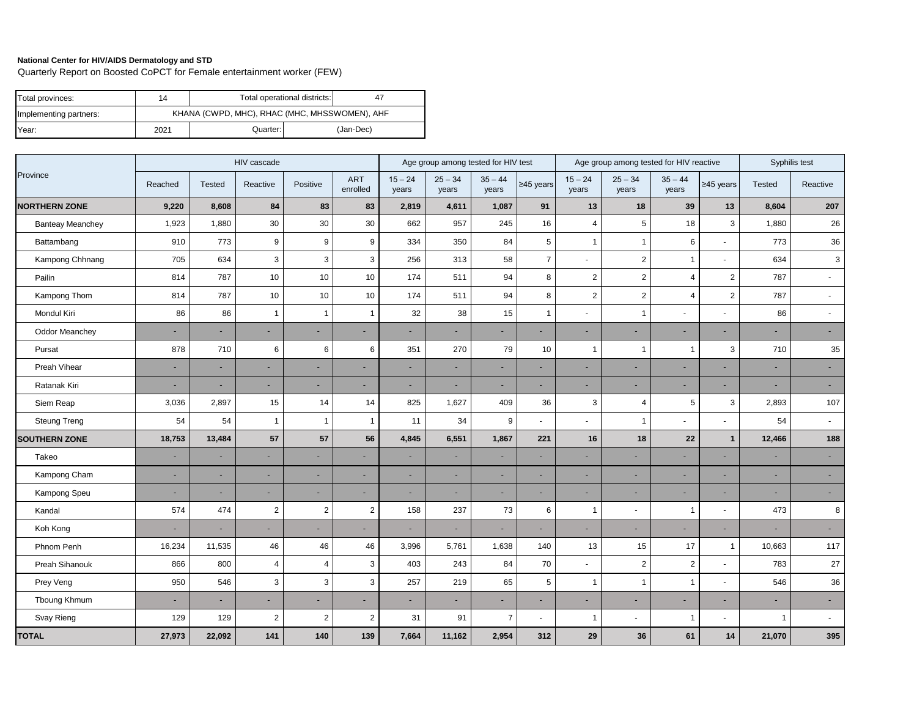**National Center for HIV/AIDS Dermatology and STD**

Quarterly Report on Boosted CoPCT for Female entertainment worker (FEW)

| Total provinces: | 14 | Total operational districts: | 47 |
|---|---|---|---|
| Implementing partners: | KHANA (CWPD, MHC), RHAC (MHC, MHSSWOMEN), AHF | | |
| Year: | 2021 | Quarter: | (Jan-Dec) |

| Province | HIV cascade | | | | | Age group among tested for HIV test | | | | Age group among tested for HIV reactive | | | | Syphilis test | |
|---|---|---|---|---|---|---|---|---|---|---|---|---|---|---|---|
| | Reached | Tested | Reactive | Positive | ART enrolled | 15 – 24 years | 25 – 34 years | 35 – 44 years | ≥45 years | 15 – 24 years | 25 – 34 years | 35 – 44 years | ≥45 years | Tested | Reactive |
| **NORTHERN ZONE** | **9,220** | **8,608** | **84** | **83** | **83** | **2,819** | **4,611** | **1,087** | **91** | **13** | **18** | **39** | **13** | **8,604** | **207** |
| Banteay Meanchey | 1,923 | 1,880 | 30 | 30 | 30 | 662 | 957 | 245 | 16 | 4 | 5 | 18 | 3 | 1,880 | 26 |
| Battambang | 910 | 773 | 9 | 9 | 9 | 334 | 350 | 84 | 5 | 1 | 1 | 6 | - | 773 | 36 |
| Kampong Chhnang | 705 | 634 | 3 | 3 | 3 | 256 | 313 | 58 | 7 | - | 2 | 1 | - | 634 | 3 |
| Pailin | 814 | 787 | 10 | 10 | 10 | 174 | 511 | 94 | 8 | 2 | 2 | 4 | 2 | 787 | - |
| Kampong Thom | 814 | 787 | 10 | 10 | 10 | 174 | 511 | 94 | 8 | 2 | 2 | 4 | 2 | 787 | - |
| Mondul Kiri | 86 | 86 | 1 | 1 | 1 | 32 | 38 | 15 | 1 | - | 1 | - | - | 86 | - |
| Oddor Meanchey | - | - | - | - | - | - | - | - | - | - | - | - | - | - | - |
| Pursat | 878 | 710 | 6 | 6 | 6 | 351 | 270 | 79 | 10 | 1 | 1 | 1 | 3 | 710 | 35 |
| Preah Vihear | - | - | - | - | - | - | - | - | - | - | - | - | - | - | - |
| Ratanak Kiri | - | - | - | - | - | - | - | - | - | - | - | - | - | - | - |
| Siem Reap | 3,036 | 2,897 | 15 | 14 | 14 | 825 | 1,627 | 409 | 36 | 3 | 4 | 5 | 3 | 2,893 | 107 |
| Steung Treng | 54 | 54 | 1 | 1 | 1 | 11 | 34 | 9 | - | - | 1 | - | - | 54 | - |
| **SOUTHERN ZONE** | **18,753** | **13,484** | **57** | **57** | **56** | **4,845** | **6,551** | **1,867** | **221** | **16** | **18** | **22** | **1** | **12,466** | **188** |
| Takeo | - | - | - | - | - | - | - | - | - | - | - | - | - | - | - |
| Kampong Cham | - | - | - | - | - | - | - | - | - | - | - | - | - | - | - |
| Kampong Speu | - | - | - | - | - | - | - | - | - | - | - | - | - | - | - |
| Kandal | 574 | 474 | 2 | 2 | 2 | 158 | 237 | 73 | 6 | 1 | - | 1 | - | 473 | 8 |
| Koh Kong | - | - | - | - | - | - | - | - | - | - | - | - | - | - | - |
| Phnom Penh | 16,234 | 11,535 | 46 | 46 | 46 | 3,996 | 5,761 | 1,638 | 140 | 13 | 15 | 17 | 1 | 10,663 | 117 |
| Preah Sihanouk | 866 | 800 | 4 | 4 | 3 | 403 | 243 | 84 | 70 | - | 2 | 2 | - | 783 | 27 |
| Prey Veng | 950 | 546 | 3 | 3 | 3 | 257 | 219 | 65 | 5 | 1 | 1 | 1 | - | 546 | 36 |
| Tboung Khmum | - | - | - | - | - | - | - | - | - | - | - | - | - | - | - |
| Svay Rieng | 129 | 129 | 2 | 2 | 2 | 31 | 91 | 7 | - | 1 | - | 1 | - | 1 | - |
| **TOTAL** | **27,973** | **22,092** | **141** | **140** | **139** | **7,664** | **11,162** | **2,954** | **312** | **29** | **36** | **61** | **14** | **21,070** | **395** |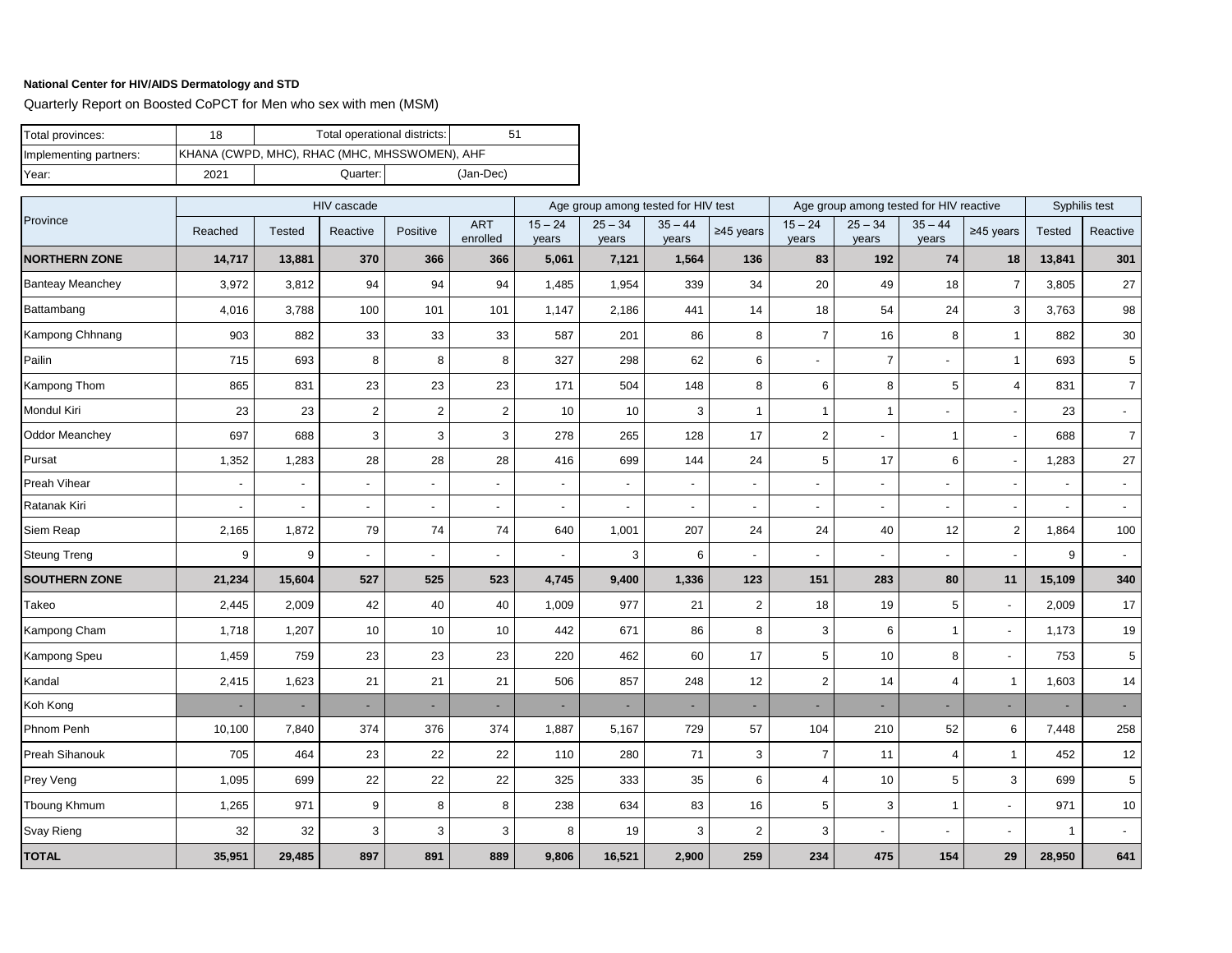**National Center for HIV/AIDS Dermatology and STD**

Quarterly Report on Boosted CoPCT for Men who sex with men (MSM)

| Total provinces: | 18 | Total operational districts: | 51 |
|---|---|---|---|
| Implementing partners: | KHANA (CWPD, MHC), RHAC (MHC, MHSSWOMEN), AHF | | |
| Year: | 2021 | Quarter: | (Jan-Dec) |

| Province | HIV cascade | | | | | Age group among tested for HIV test | | | | Age group among tested for HIV reactive | | | | Syphilis test | |
|---|---|---|---|---|---|---|---|---|---|---|---|---|---|---|---|
| | Reached | Tested | Reactive | Positive | ART enrolled | 15 – 24 years | 25 – 34 years | 35 – 44 years | ≥45 years | 15 – 24 years | 25 – 34 years | 35 – 44 years | ≥45 years | Tested | Reactive |
| **NORTHERN ZONE** | **14,717** | **13,881** | **370** | **366** | **366** | **5,061** | **7,121** | **1,564** | **136** | **83** | **192** | **74** | **18** | **13,841** | **301** |
| Banteay Meanchey | 3,972 | 3,812 | 94 | 94 | 94 | 1,485 | 1,954 | 339 | 34 | 20 | 49 | 18 | 7 | 3,805 | 27 |
| Battambang | 4,016 | 3,788 | 100 | 101 | 101 | 1,147 | 2,186 | 441 | 14 | 18 | 54 | 24 | 3 | 3,763 | 98 |
| Kampong Chhnang | 903 | 882 | 33 | 33 | 33 | 587 | 201 | 86 | 8 | 7 | 16 | 8 | 1 | 882 | 30 |
| Pailin | 715 | 693 | 8 | 8 | 8 | 327 | 298 | 62 | 6 | - | 7 | - | 1 | 693 | 5 |
| Kampong Thom | 865 | 831 | 23 | 23 | 23 | 171 | 504 | 148 | 8 | 6 | 8 | 5 | 4 | 831 | 7 |
| Mondul Kiri | 23 | 23 | 2 | 2 | 2 | 10 | 10 | 3 | 1 | 1 | 1 | - | - | 23 | - |
| Oddor Meanchey | 697 | 688 | 3 | 3 | 3 | 278 | 265 | 128 | 17 | 2 | - | 1 | - | 688 | 7 |
| Pursat | 1,352 | 1,283 | 28 | 28 | 28 | 416 | 699 | 144 | 24 | 5 | 17 | 6 | - | 1,283 | 27 |
| Preah Vihear | - | - | - | - | - | - | - | - | - | - | - | - | - | - | - |
| Ratanak Kiri | - | - | - | - | - | - | - | - | - | - | - | - | - | - | - |
| Siem Reap | 2,165 | 1,872 | 79 | 74 | 74 | 640 | 1,001 | 207 | 24 | 24 | 40 | 12 | 2 | 1,864 | 100 |
| Steung Treng | 9 | 9 | - | - | - | - | 3 | 6 | - | - | - | - | - | 9 | - |
| **SOUTHERN ZONE** | **21,234** | **15,604** | **527** | **525** | **523** | **4,745** | **9,400** | **1,336** | **123** | **151** | **283** | **80** | **11** | **15,109** | **340** |
| Takeo | 2,445 | 2,009 | 42 | 40 | 40 | 1,009 | 977 | 21 | 2 | 18 | 19 | 5 | - | 2,009 | 17 |
| Kampong Cham | 1,718 | 1,207 | 10 | 10 | 10 | 442 | 671 | 86 | 8 | 3 | 6 | 1 | - | 1,173 | 19 |
| Kampong Speu | 1,459 | 759 | 23 | 23 | 23 | 220 | 462 | 60 | 17 | 5 | 10 | 8 | - | 753 | 5 |
| Kandal | 2,415 | 1,623 | 21 | 21 | 21 | 506 | 857 | 248 | 12 | 2 | 14 | 4 | 1 | 1,603 | 14 |
| Koh Kong | - | - | - | - | - | - | - | - | - | - | - | - | - | - | - |
| Phnom Penh | 10,100 | 7,840 | 374 | 376 | 374 | 1,887 | 5,167 | 729 | 57 | 104 | 210 | 52 | 6 | 7,448 | 258 |
| Preah Sihanouk | 705 | 464 | 23 | 22 | 22 | 110 | 280 | 71 | 3 | 7 | 11 | 4 | 1 | 452 | 12 |
| Prey Veng | 1,095 | 699 | 22 | 22 | 22 | 325 | 333 | 35 | 6 | 4 | 10 | 5 | 3 | 699 | 5 |
| Tboung Khmum | 1,265 | 971 | 9 | 8 | 8 | 238 | 634 | 83 | 16 | 5 | 3 | 1 | - | 971 | 10 |
| Svay Rieng | 32 | 32 | 3 | 3 | 3 | 8 | 19 | 3 | 2 | 3 | - | - | - | 1 | - |
| **TOTAL** | **35,951** | **29,485** | **897** | **891** | **889** | **9,806** | **16,521** | **2,900** | **259** | **234** | **475** | **154** | **29** | **28,950** | **641** |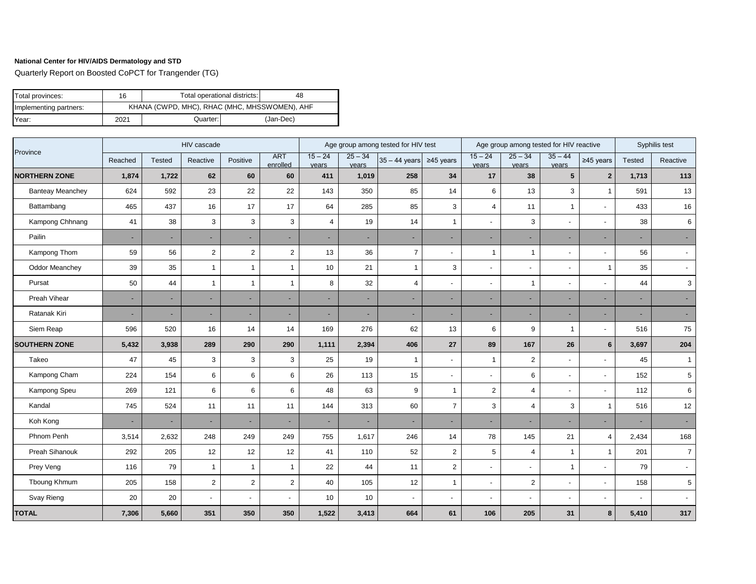**National Center for HIV/AIDS Dermatology and STD**

Quarterly Report on Boosted CoPCT for Trangender (TG)

| Total provinces: | 16 | Total operational districts: | 48 |
|---|---|---|---|
| Implementing partners: | KHANA (CWPD, MHC), RHAC (MHC, MHSSWOMEN), AHF | | |
| Year: | 2021 | Quarter: | (Jan-Dec) |

| Province | HIV cascade | | | | | Age group among tested for HIV test | | | | Age group among tested for HIV reactive | | | | Syphilis test | |
|---|---|---|---|---|---|---|---|---|---|---|---|---|---|---|---|
| | Reached | Tested | Reactive | Positive | ART enrolled | 15 – 24 years | 25 – 34 years | 35 – 44 years | ≥45 years | 15 – 24 years | 25 – 34 years | 35 – 44 years | ≥45 years | Tested | Reactive |
| **NORTHERN ZONE** | **1,874** | **1,722** | **62** | **60** | **60** | **411** | **1,019** | **258** | **34** | **17** | **38** | **5** | **2** | **1,713** | **113** |
| Banteay Meanchey | 624 | 592 | 23 | 22 | 22 | 143 | 350 | 85 | 14 | 6 | 13 | 3 | 1 | 591 | 13 |
| Battambang | 465 | 437 | 16 | 17 | 17 | 64 | 285 | 85 | 3 | 4 | 11 | 1 | - | 433 | 16 |
| Kampong Chhnang | 41 | 38 | 3 | 3 | 3 | 4 | 19 | 14 | 1 | - | 3 | - | - | 38 | 6 |
| Pailin | - | - | - | - | - | - | - | - | - | - | - | - | - | - | - |
| Kampong Thom | 59 | 56 | 2 | 2 | 2 | 13 | 36 | 7 | - | 1 | 1 | - | - | 56 | - |
| Oddor Meanchey | 39 | 35 | 1 | 1 | 1 | 10 | 21 | 1 | 3 | - | - | - | 1 | 35 | - |
| Pursat | 50 | 44 | 1 | 1 | 1 | 8 | 32 | 4 | - | - | 1 | - | - | 44 | 3 |
| Preah Vihear | - | - | - | - | - | - | - | - | - | - | - | - | - | - | - |
| Ratanak Kiri | - | - | - | - | - | - | - | - | - | - | - | - | - | - | - |
| Siem Reap | 596 | 520 | 16 | 14 | 14 | 169 | 276 | 62 | 13 | 6 | 9 | 1 | - | 516 | 75 |
| **SOUTHERN ZONE** | **5,432** | **3,938** | **289** | **290** | **290** | **1,111** | **2,394** | **406** | **27** | **89** | **167** | **26** | **6** | **3,697** | **204** |
| Takeo | 47 | 45 | 3 | 3 | 3 | 25 | 19 | 1 | - | 1 | 2 | - | - | 45 | 1 |
| Kampong Cham | 224 | 154 | 6 | 6 | 6 | 26 | 113 | 15 | - | - | 6 | - | - | 152 | 5 |
| Kampong Speu | 269 | 121 | 6 | 6 | 6 | 48 | 63 | 9 | 1 | 2 | 4 | - | - | 112 | 6 |
| Kandal | 745 | 524 | 11 | 11 | 11 | 144 | 313 | 60 | 7 | 3 | 4 | 3 | 1 | 516 | 12 |
| Koh Kong | - | - | - | - | - | - | - | - | - | - | - | - | - | - | - |
| Phnom Penh | 3,514 | 2,632 | 248 | 249 | 249 | 755 | 1,617 | 246 | 14 | 78 | 145 | 21 | 4 | 2,434 | 168 |
| Preah Sihanouk | 292 | 205 | 12 | 12 | 12 | 41 | 110 | 52 | 2 | 5 | 4 | 1 | 1 | 201 | 7 |
| Prey Veng | 116 | 79 | 1 | 1 | 1 | 22 | 44 | 11 | 2 | - | - | 1 | - | 79 | - |
| Tboung Khmum | 205 | 158 | 2 | 2 | 2 | 40 | 105 | 12 | 1 | - | 2 | - | - | 158 | 5 |
| Svay Rieng | 20 | 20 | - | - | - | 10 | 10 | - | - | - | - | - | - | - | - |
| **TOTAL** | **7,306** | **5,660** | **351** | **350** | **350** | **1,522** | **3,413** | **664** | **61** | **106** | **205** | **31** | **8** | **5,410** | **317** |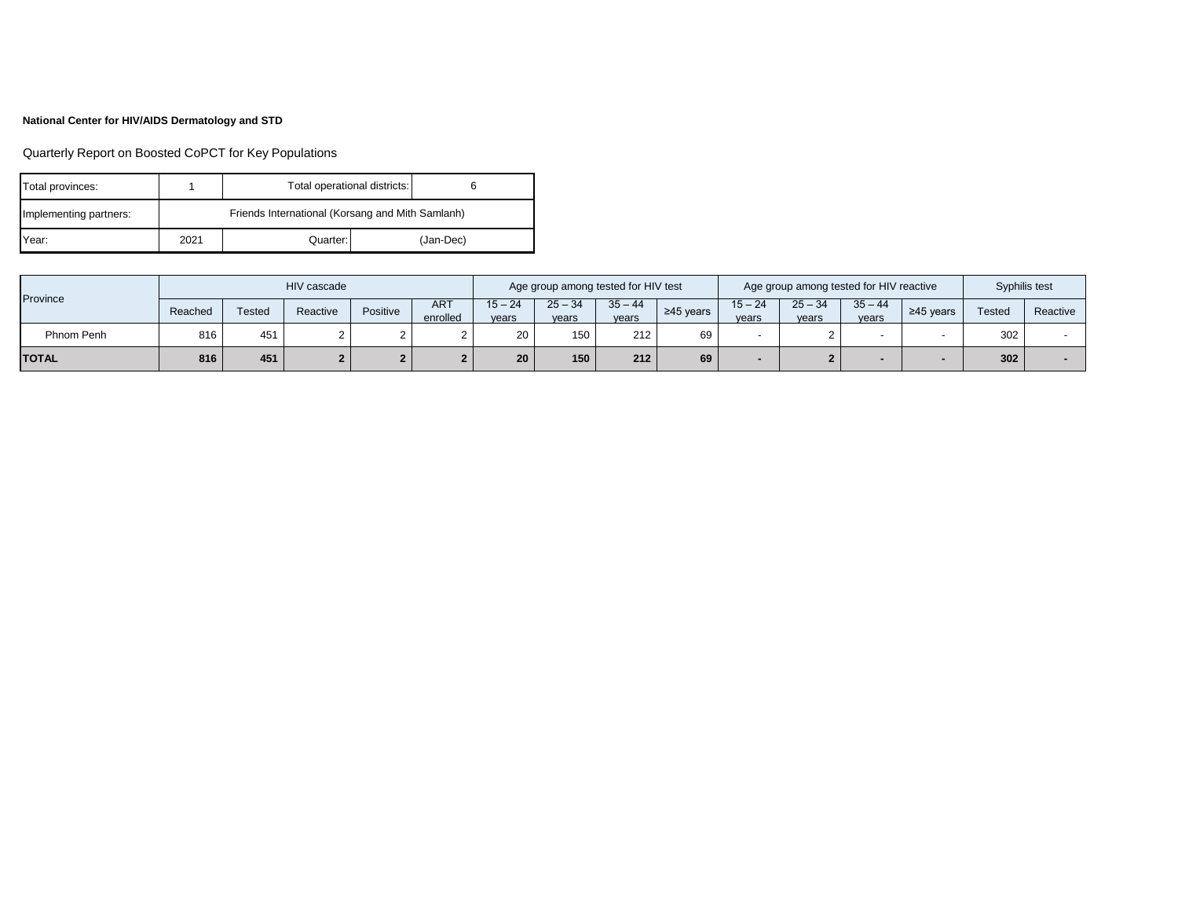**National Center for HIV/AIDS Dermatology and STD**

Quarterly Report on Boosted CoPCT for Key Populations

| | | | |
|---|---|---|---|
| Total provinces: | 1 | Total operational districts: | 6 |
| Implementing partners: | Friends International (Korsang and Mith Samlanh) | | |
| Year: | 2021 | Quarter: | (Jan-Dec) |

| Province | HIV cascade | | | | | Age group among tested for HIV test | | | | Age group among tested for HIV reactive | | | | Syphilis test | |
|---|---|---|---|---|---|---|---|---|---|---|---|---|---|---|---|
| | Reached | Tested | Reactive | Positive | ART enrolled | 15 – 24 years | 25 – 34 years | 35 – 44 years | ≥45 years | 15 – 24 years | 25 – 34 years | 35 – 44 years | ≥45 years | Tested | Reactive |
| Phnom Penh | 816 | 451 | 2 | 2 | 2 | 20 | 150 | 212 | 69 | - | 2 | - | - | 302 | - |
| **TOTAL** | **816** | **451** | **2** | **2** | **2** | **20** | **150** | **212** | **69** | **-** | **2** | **-** | **-** | **302** | **-** |